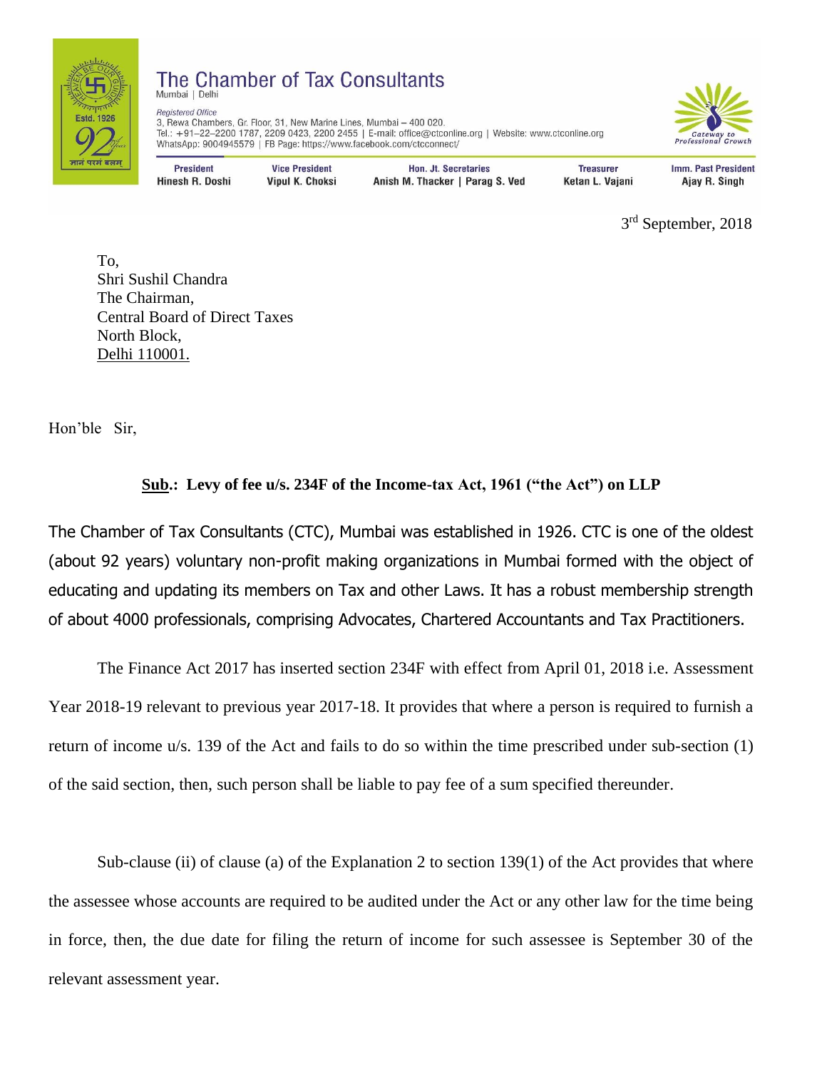# The Chamber of Tax Consultants

Mumbai | Delhi

*Registered Office*
3, Rewa Chambers, Gr. Floor, 31, New Marine Lines, Mumbai – 400 020.
Tel.: +91–22–2200 1787, 2209 0423, 2200 2455 | E-mail: office@ctconline.org | Website: www.ctconline.org
WhatsApp: 9004945579 | FB Page: https://www.facebook.com/ctcconnect/

| President | Vice President | Hon. Jt. Secretaries | Treasurer | Imm. Past President |
|---|---|---|---|---|
| Hinesh R. Doshi | Vipul K. Choksi | Anish M. Thacker \| Parag S. Ved | Ketan L. Vajani | Ajay R. Singh |

3rd September, 2018

To,
Shri Sushil Chandra
The Chairman,
Central Board of Direct Taxes
North Block,
Delhi 110001.

Hon'ble Sir,

**Sub.: Levy of fee u/s. 234F of the Income-tax Act, 1961 ("the Act") on LLP**

The Chamber of Tax Consultants (CTC), Mumbai was established in 1926. CTC is one of the oldest (about 92 years) voluntary non-profit making organizations in Mumbai formed with the object of educating and updating its members on Tax and other Laws. It has a robust membership strength of about 4000 professionals, comprising Advocates, Chartered Accountants and Tax Practitioners.

The Finance Act 2017 has inserted section 234F with effect from April 01, 2018 i.e. Assessment Year 2018-19 relevant to previous year 2017-18. It provides that where a person is required to furnish a return of income u/s. 139 of the Act and fails to do so within the time prescribed under sub-section (1) of the said section, then, such person shall be liable to pay fee of a sum specified thereunder.

Sub-clause (ii) of clause (a) of the Explanation 2 to section 139(1) of the Act provides that where the assessee whose accounts are required to be audited under the Act or any other law for the time being in force, then, the due date for filing the return of income for such assessee is September 30 of the relevant assessment year.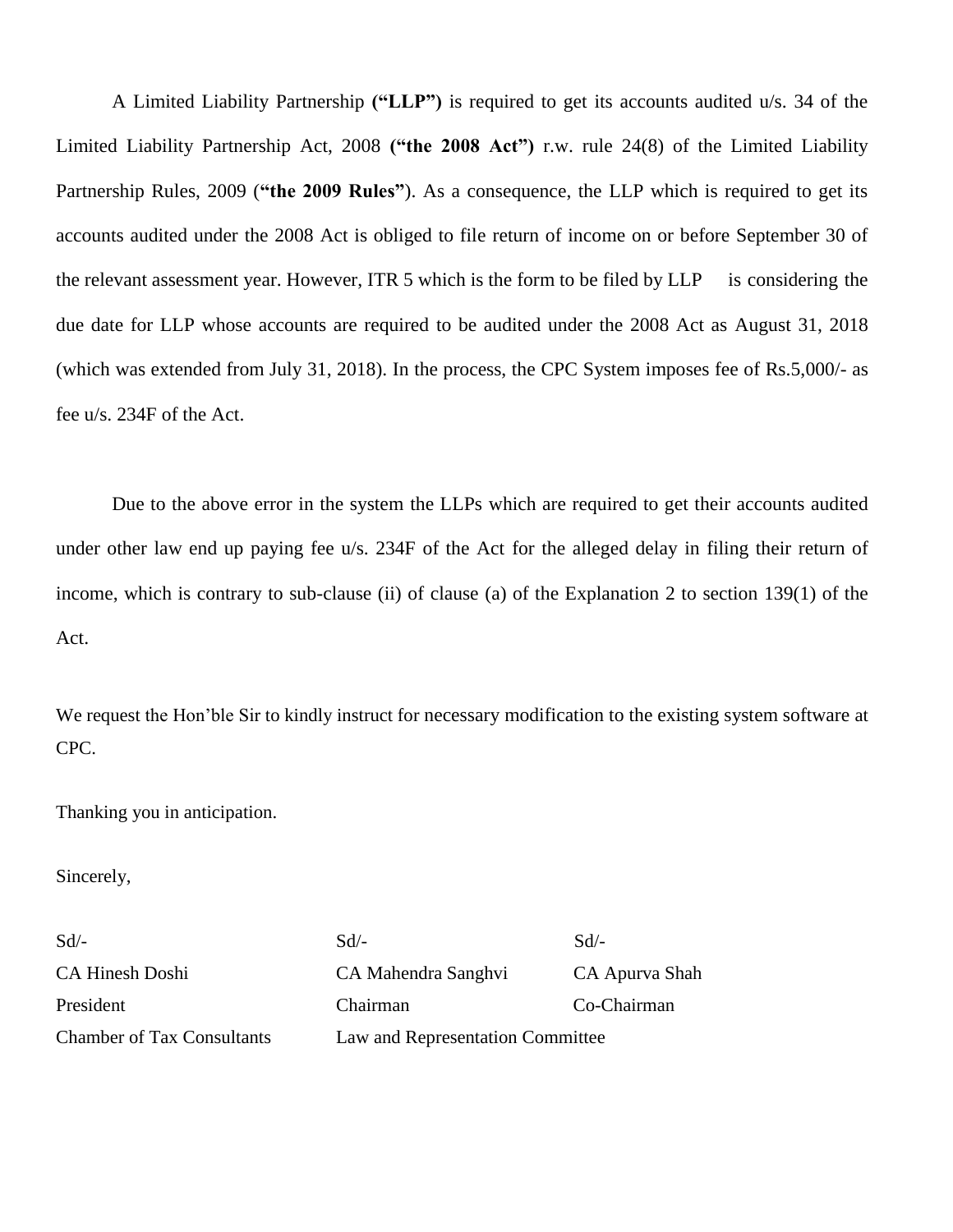A Limited Liability Partnership **("LLP")** is required to get its accounts audited u/s. 34 of the Limited Liability Partnership Act, 2008 **("the 2008 Act")** r.w. rule 24(8) of the Limited Liability Partnership Rules, 2009 (**"the 2009 Rules"**). As a consequence, the LLP which is required to get its accounts audited under the 2008 Act is obliged to file return of income on or before September 30 of the relevant assessment year. However, ITR 5 which is the form to be filed by LLP is considering the due date for LLP whose accounts are required to be audited under the 2008 Act as August 31, 2018 (which was extended from July 31, 2018). In the process, the CPC System imposes fee of Rs.5,000/- as fee u/s. 234F of the Act.

Due to the above error in the system the LLPs which are required to get their accounts audited under other law end up paying fee u/s. 234F of the Act for the alleged delay in filing their return of income, which is contrary to sub-clause (ii) of clause (a) of the Explanation 2 to section 139(1) of the Act.

We request the Hon'ble Sir to kindly instruct for necessary modification to the existing system software at CPC.

Thanking you in anticipation.

Sincerely,

| | | |
|---|---|---|
| Sd/- | Sd/- | Sd/- |
| CA Hinesh Doshi | CA Mahendra Sanghvi | CA Apurva Shah |
| President | Chairman | Co-Chairman |
| Chamber of Tax Consultants | Law and Representation Committee | |